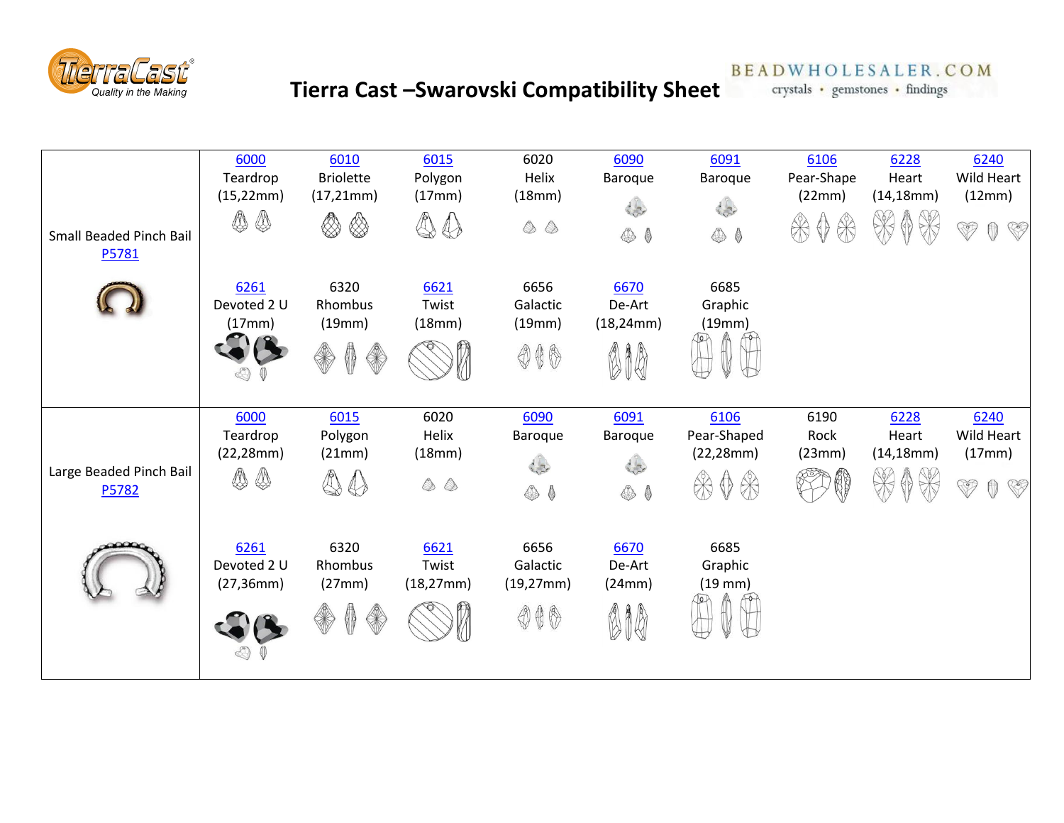# Tierra Cast –Swarovski Compatibility Sheet

| Bail | | | | | | | | | |
|---|---|---|---|---|---|---|---|---|---|
| Small Beaded Pinch Bail P5781 | 6000 Teardrop (15,22mm) | 6010 Briolette (17,21mm) | 6015 Polygon (17mm) | 6020 Helix (18mm) | 6090 Baroque | 6091 Baroque | 6106 Pear-Shape (22mm) | 6228 Heart (14,18mm) | 6240 Wild Heart (12mm) |
| | 6261 Devoted 2 U (17mm) | 6320 Rhombus (19mm) | 6621 Twist (18mm) | 6656 Galactic (19mm) | 6670 De-Art (18,24mm) | 6685 Graphic (19mm) | | | |
| Large Beaded Pinch Bail P5782 | 6000 Teardrop (22,28mm) | 6015 Polygon (21mm) | 6020 Helix (18mm) | 6090 Baroque | 6091 Baroque | 6106 Pear-Shaped (22,28mm) | 6190 Rock (23mm) | 6228 Heart (14,18mm) | 6240 Wild Heart (17mm) |
| | 6261 Devoted 2 U (27,36mm) | 6320 Rhombus (27mm) | 6621 Twist (18,27mm) | 6656 Galactic (19,27mm) | 6670 De-Art (24mm) | 6685 Graphic (19 mm) | | | |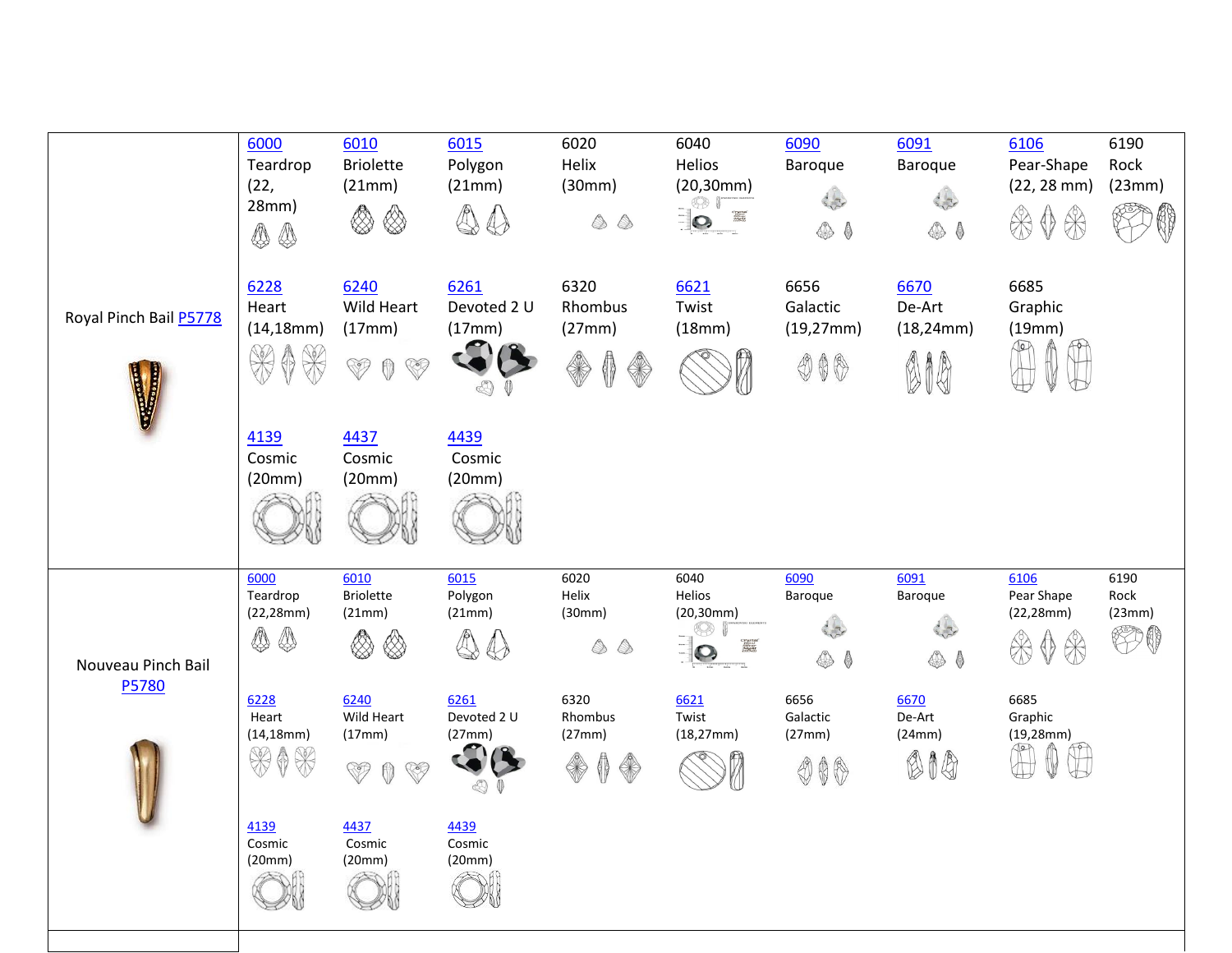| Royal Pinch Bail P5778 | 6000 Teardrop (22, 28mm) | 6010 Briolette (21mm) | 6015 Polygon (21mm) | 6020 Helix (30mm) | 6040 Helios (20,30mm) | 6090 Baroque | 6091 Baroque | 6106 Pear-Shape (22, 28 mm) | 6190 Rock (23mm) |
|---|---|---|---|---|---|---|---|---|---|
| | 6228 Heart (14,18mm) | 6240 Wild Heart (17mm) | 6261 Devoted 2 U (17mm) | 6320 Rhombus (27mm) | 6621 Twist (18mm) | 6656 Galactic (19,27mm) | 6670 De-Art (18,24mm) | 6685 Graphic (19mm) | |
| | 4139 Cosmic (20mm) | 4437 Cosmic (20mm) | 4439 Cosmic (20mm) | | | | | | |
| Nouveau Pinch Bail P5780 | 6000 Teardrop (22,28mm) | 6010 Briolette (21mm) | 6015 Polygon (21mm) | 6020 Helix (30mm) | 6040 Helios (20,30mm) | 6090 Baroque | 6091 Baroque | 6106 Pear Shape (22,28mm) | 6190 Rock (23mm) |
| | 6228 Heart (14,18mm) | 6240 Wild Heart (17mm) | 6261 Devoted 2 U (27mm) | 6320 Rhombus (27mm) | 6621 Twist (18,27mm) | 6656 Galactic (27mm) | 6670 De-Art (24mm) | 6685 Graphic (19,28mm) | |
| | 4139 Cosmic (20mm) | 4437 Cosmic (20mm) | 4439 Cosmic (20mm) | | | | | | |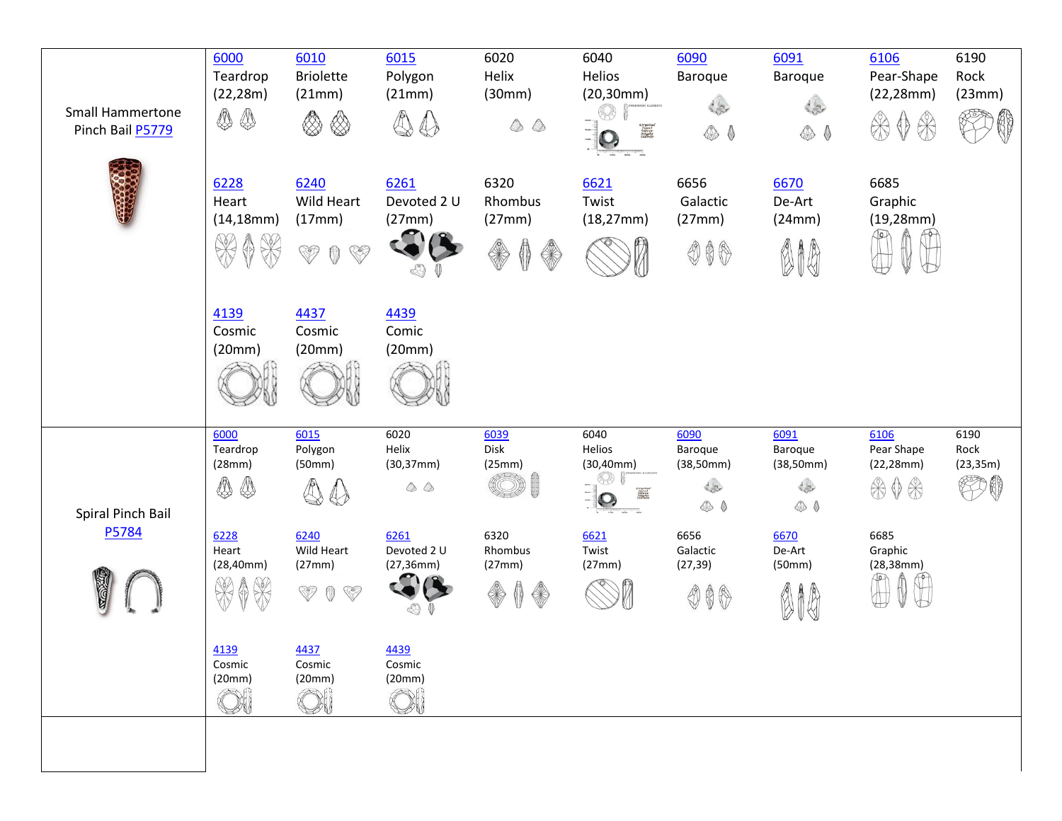| Small Hammertone Pinch Bail P5779 | 6000 Teardrop (22,28m) | 6010 Briolette (21mm) | 6015 Polygon (21mm) | 6020 Helix (30mm) | 6040 Helios (20,30mm) | 6090 Baroque | 6091 Baroque | 6106 Pear-Shape (22,28mm) | 6190 Rock (23mm) |
|---|---|---|---|---|---|---|---|---|---|
| | 6228 Heart (14,18mm) | 6240 Wild Heart (17mm) | 6261 Devoted 2 U (27mm) | 6320 Rhombus (27mm) | 6621 Twist (18,27mm) | 6656 Galactic (27mm) | 6670 De-Art (24mm) | 6685 Graphic (19,28mm) | |
| | 4139 Cosmic (20mm) | 4437 Cosmic (20mm) | 4439 Comic (20mm) | | | | | | |
| Spiral Pinch Bail P5784 | 6000 Teardrop (28mm) | 6015 Polygon (50mm) | 6020 Helix (30,37mm) | 6039 Disk (25mm) | 6040 Helios (30,40mm) | 6090 Baroque (38,50mm) | 6091 Baroque (38,50mm) | 6106 Pear Shape (22,28mm) | 6190 Rock (23,35m) |
| | 6228 Heart (28,40mm) | 6240 Wild Heart (27mm) | 6261 Devoted 2 U (27,36mm) | 6320 Rhombus (27mm) | 6621 Twist (27mm) | 6656 Galactic (27,39) | 6670 De-Art (50mm) | 6685 Graphic (28,38mm) | |
| | 4139 Cosmic (20mm) | 4437 Cosmic (20mm) | 4439 Cosmic (20mm) | | | | | | |
| | | | | | | | | | |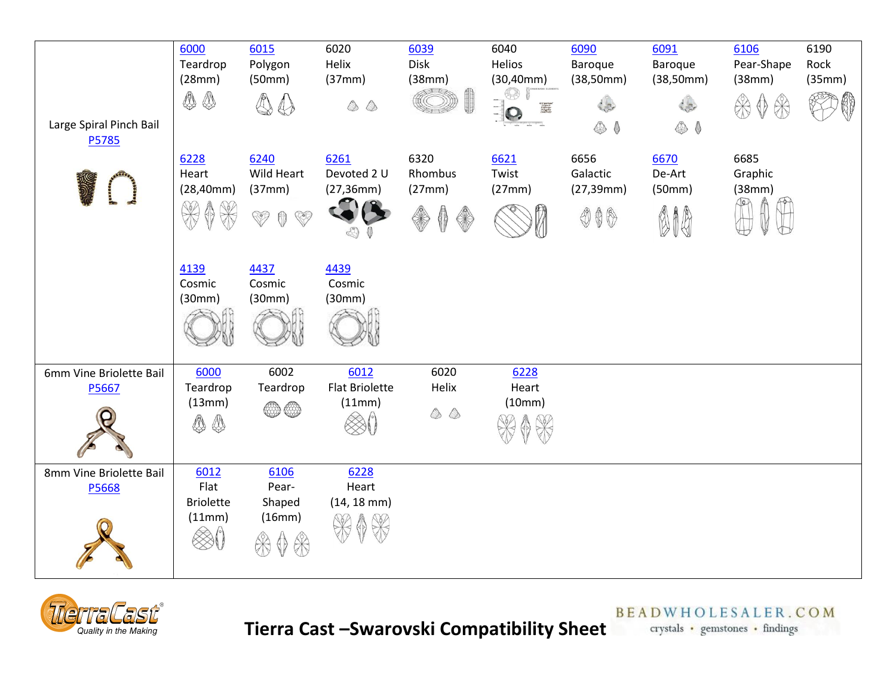| | | | | | | | | | |
|---|---|---|---|---|---|---|---|---|---|
| Large Spiral Pinch Bail P5785 | 6000 Teardrop (28mm) | 6015 Polygon (50mm) | 6020 Helix (37mm) | 6039 Disk (38mm) | 6040 Helios (30,40mm) | 6090 Baroque (38,50mm) | 6091 Baroque (38,50mm) | 6106 Pear-Shape (38mm) | 6190 Rock (35mm) |
| | 6228 Heart (28,40mm) | 6240 Wild Heart (37mm) | 6261 Devoted 2 U (27,36mm) | 6320 Rhombus (27mm) | 6621 Twist (27mm) | 6656 Galactic (27,39mm) | 6670 De-Art (50mm) | 6685 Graphic (38mm) | |
| | 4139 Cosmic (30mm) | 4437 Cosmic (30mm) | 4439 Cosmic (30mm) | | | | | | |
| 6mm Vine Briolette Bail P5667 | 6000 Teardrop (13mm) | 6002 Teardrop | 6012 Flat Briolette (11mm) | 6020 Helix | 6228 Heart (10mm) | | | | |
| 8mm Vine Briolette Bail P5668 | 6012 Flat Briolette (11mm) | 6106 Pear-Shaped (16mm) | 6228 Heart (14, 18 mm) | | | | | | |

TerraCast® Quality in the Making

**Tierra Cast –Swarovski Compatibility Sheet**

BEADWHOLESALER.COM crystals • gemstones • findings